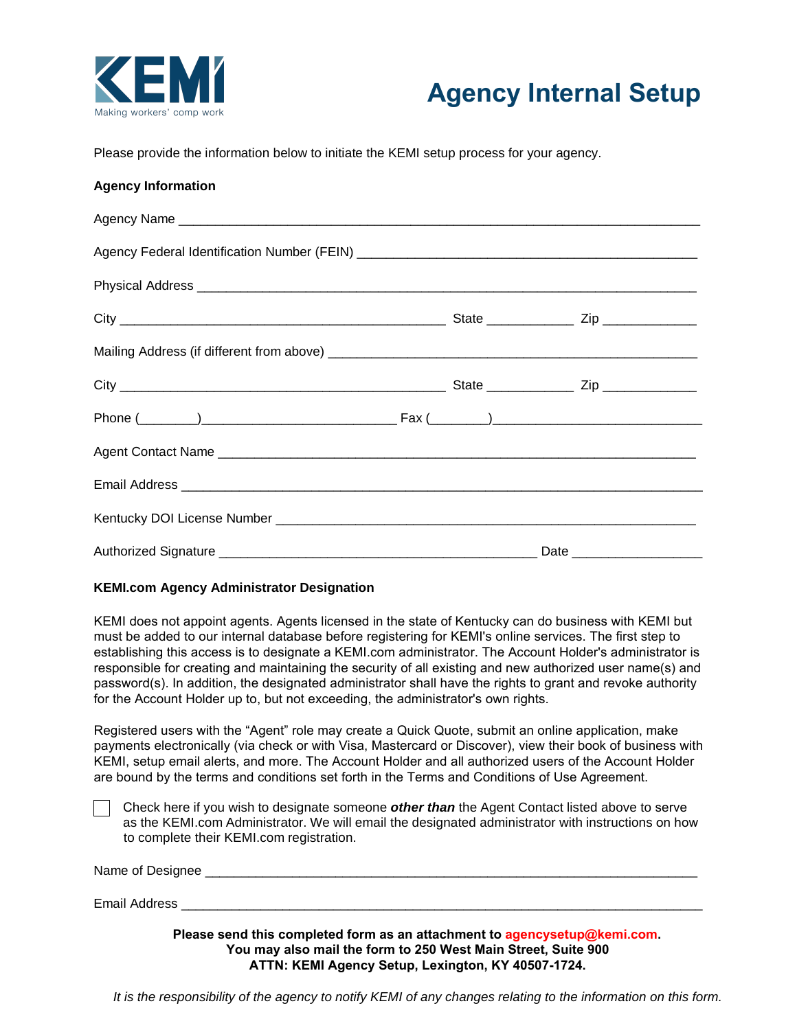KEMI
Making workers' comp work

# Agency Internal Setup

Please provide the information below to initiate the KEMI setup process for your agency.

**Agency Information**

Agency Name ______________________________________________________________________

Agency Federal Identification Number (FEIN) _____________________________________________

Physical Address ___________________________________________________________________

City ____________________________________________ State ___________ Zip ____________

Mailing Address (if different from above) _________________________________________________

City ____________________________________________ State ___________ Zip ____________

Phone (________)__________________________ Fax (________)____________________________

Agent Contact Name _______________________________________________________________

Email Address ______________________________________________________________________

Kentucky DOI License Number _________________________________________________________

Authorized Signature ___________________________________________ Date _________________

**KEMI.com Agency Administrator Designation**

KEMI does not appoint agents. Agents licensed in the state of Kentucky can do business with KEMI but must be added to our internal database before registering for KEMI's online services. The first step to establishing this access is to designate a KEMI.com administrator. The Account Holder's administrator is responsible for creating and maintaining the security of all existing and new authorized user name(s) and password(s). In addition, the designated administrator shall have the rights to grant and revoke authority for the Account Holder up to, but not exceeding, the administrator's own rights.

Registered users with the "Agent" role may create a Quick Quote, submit an online application, make payments electronically (via check or with Visa, Mastercard or Discover), view their book of business with KEMI, setup email alerts, and more. The Account Holder and all authorized users of the Account Holder are bound by the terms and conditions set forth in the Terms and Conditions of Use Agreement.

☐ Check here if you wish to designate someone ***other than*** the Agent Contact listed above to serve as the KEMI.com Administrator. We will email the designated administrator with instructions on how to complete their KEMI.com registration.

Name of Designee __________________________________________________________________

Email Address ______________________________________________________________________

**Please send this completed form as an attachment to agencysetup@kemi.com.**
**You may also mail the form to 250 West Main Street, Suite 900**
**ATTN: KEMI Agency Setup, Lexington, KY 40507-1724.**

*It is the responsibility of the agency to notify KEMI of any changes relating to the information on this form.*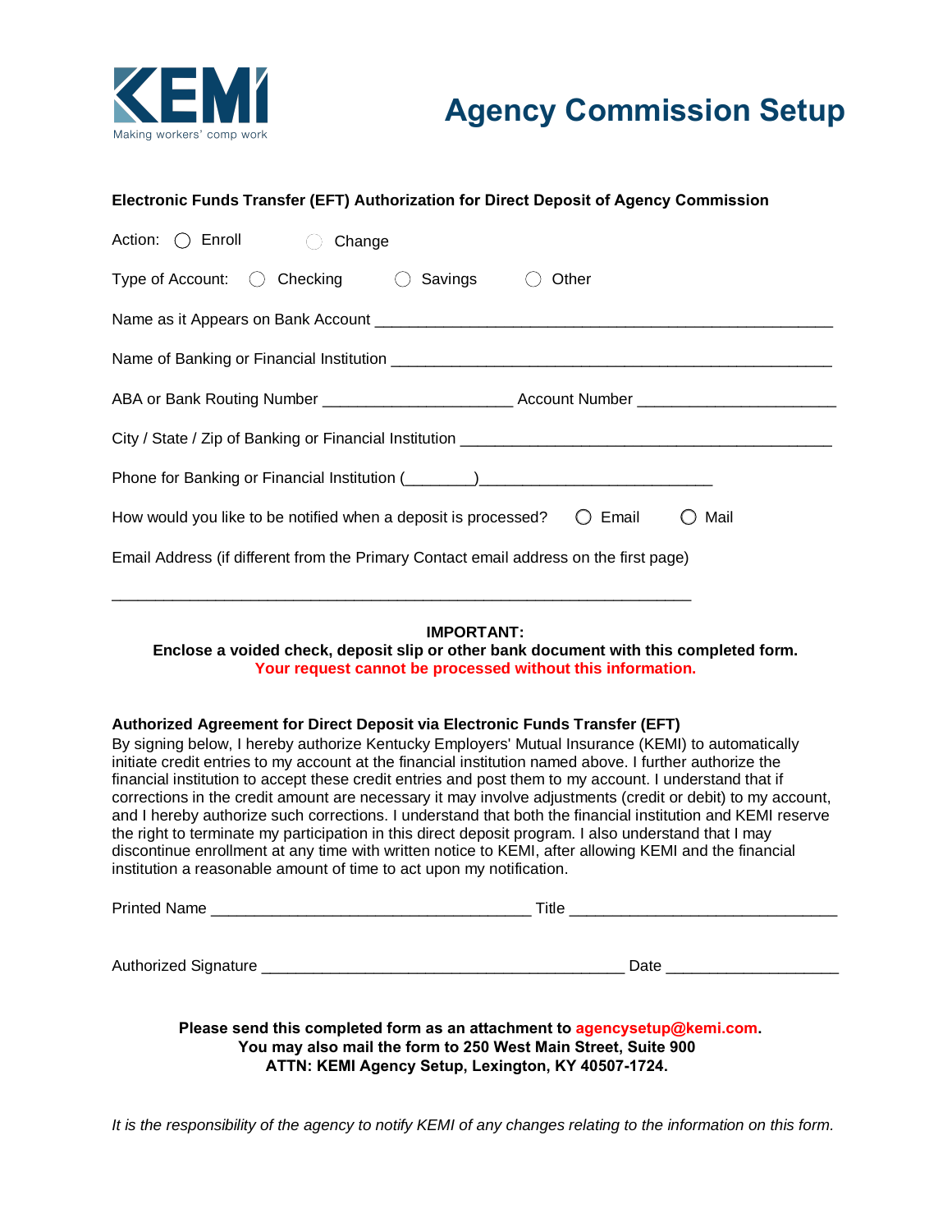KEMI
Making workers' comp work

# Agency Commission Setup

**Electronic Funds Transfer (EFT) Authorization for Direct Deposit of Agency Commission**

Action: ◯ Enroll ◯ Change

Type of Account: ◯ Checking ◯ Savings ◯ Other

Name as it Appears on Bank Account ______________________________________________________

Name of Banking or Financial Institution ____________________________________________________

ABA or Bank Routing Number _____________________ Account Number ______________________

City / State / Zip of Banking or Financial Institution __________________________________________

Phone for Banking or Financial Institution (________)__________________________

How would you like to be notified when a deposit is processed? ◯ Email ◯ Mail

Email Address (if different from the Primary Contact email address on the first page)

_________________________________________________________________

**IMPORTANT:**
**Enclose a voided check, deposit slip or other bank document with this completed form.**
**Your request cannot be processed without this information.**

**Authorized Agreement for Direct Deposit via Electronic Funds Transfer (EFT)**
By signing below, I hereby authorize Kentucky Employers' Mutual Insurance (KEMI) to automatically initiate credit entries to my account at the financial institution named above. I further authorize the financial institution to accept these credit entries and post them to my account. I understand that if corrections in the credit amount are necessary it may involve adjustments (credit or debit) to my account, and I hereby authorize such corrections. I understand that both the financial institution and KEMI reserve the right to terminate my participation in this direct deposit program. I also understand that I may discontinue enrollment at any time with written notice to KEMI, after allowing KEMI and the financial institution a reasonable amount of time to act upon my notification.

Printed Name ____________________________________ Title ______________________________

Authorized Signature _________________________________________ Date ___________________

**Please send this completed form as an attachment to agencysetup@kemi.com.**
**You may also mail the form to 250 West Main Street, Suite 900**
**ATTN: KEMI Agency Setup, Lexington, KY 40507-1724.**

*It is the responsibility of the agency to notify KEMI of any changes relating to the information on this form.*